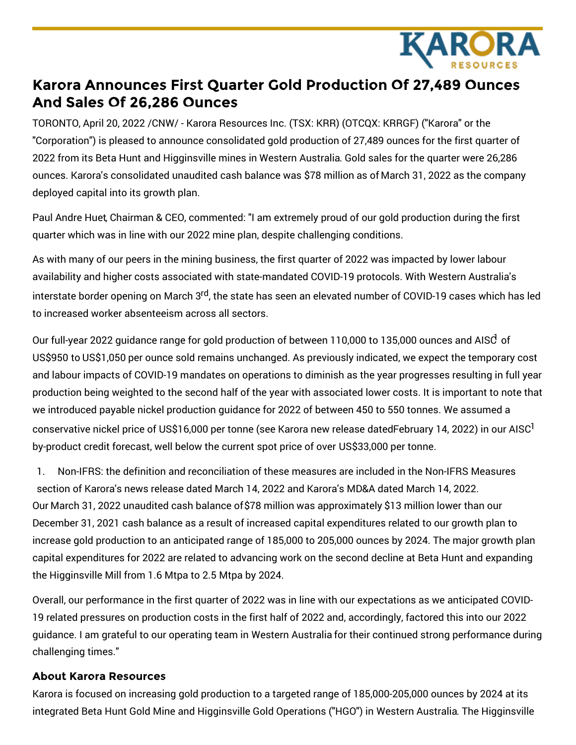# Karora Announces First Quarter Gold Production Of 27,489 Ounces And Sales Of 26,286 Ounces

TORONTO, April 20, 2022 /CNW/ - Karora Resources Inc. (TSX: KRR) (OTCQX: KRRGF) ("Karora" or the "Corporation") is pleased to announce consolidated gold production of 27,489 ounces for the first quarter of 2022 from its Beta Hunt and Higginsville mines in Western Australia. Gold sales for the quarter were 26,286 ounces. Karora's consolidated unaudited cash balance was $78 million as of March 31, 2022 as the company deployed capital into its growth plan.

Paul Andre Huet, Chairman & CEO, commented: "I am extremely proud of our gold production during the first quarter which was in line with our 2022 mine plan, despite challenging conditions.

As with many of our peers in the mining business, the first quarter of 2022 was impacted by lower labour availability and higher costs associated with state-mandated COVID-19 protocols. With Western Australia's interstate border opening on March 3rd, the state has seen an elevated number of COVID-19 cases which has led to increased worker absenteeism across all sectors.

Our full-year 2022 guidance range for gold production of between 110,000 to 135,000 ounces and AISC[1] of US$950 to US$1,050 per ounce sold remains unchanged. As previously indicated, we expect the temporary cost and labour impacts of COVID-19 mandates on operations to diminish as the year progresses resulting in full year production being weighted to the second half of the year with associated lower costs. It is important to note that we introduced payable nickel production guidance for 2022 of between 450 to 550 tonnes. We assumed a conservative nickel price of US$16,000 per tonne (see Karora new release datedFebruary 14, 2022) in our AISC[1] by-product credit forecast, well below the current spot price of over US$33,000 per tonne.

1. Non-IFRS: the definition and reconciliation of these measures are included in the Non-IFRS Measures section of Karora's news release dated March 14, 2022 and Karora's MD&A dated March 14, 2022.

Our March 31, 2022 unaudited cash balance of$78 million was approximately $13 million lower than our December 31, 2021 cash balance as a result of increased capital expenditures related to our growth plan to increase gold production to an anticipated range of 185,000 to 205,000 ounces by 2024. The major growth plan capital expenditures for 2022 are related to advancing work on the second decline at Beta Hunt and expanding the Higginsville Mill from 1.6 Mtpa to 2.5 Mtpa by 2024.

Overall, our performance in the first quarter of 2022 was in line with our expectations as we anticipated COVID-19 related pressures on production costs in the first half of 2022 and, accordingly, factored this into our 2022 guidance. I am grateful to our operating team in Western Australia for their continued strong performance during challenging times."

## About Karora Resources

Karora is focused on increasing gold production to a targeted range of 185,000-205,000 ounces by 2024 at its integrated Beta Hunt Gold Mine and Higginsville Gold Operations ("HGO") in Western Australia. The Higginsville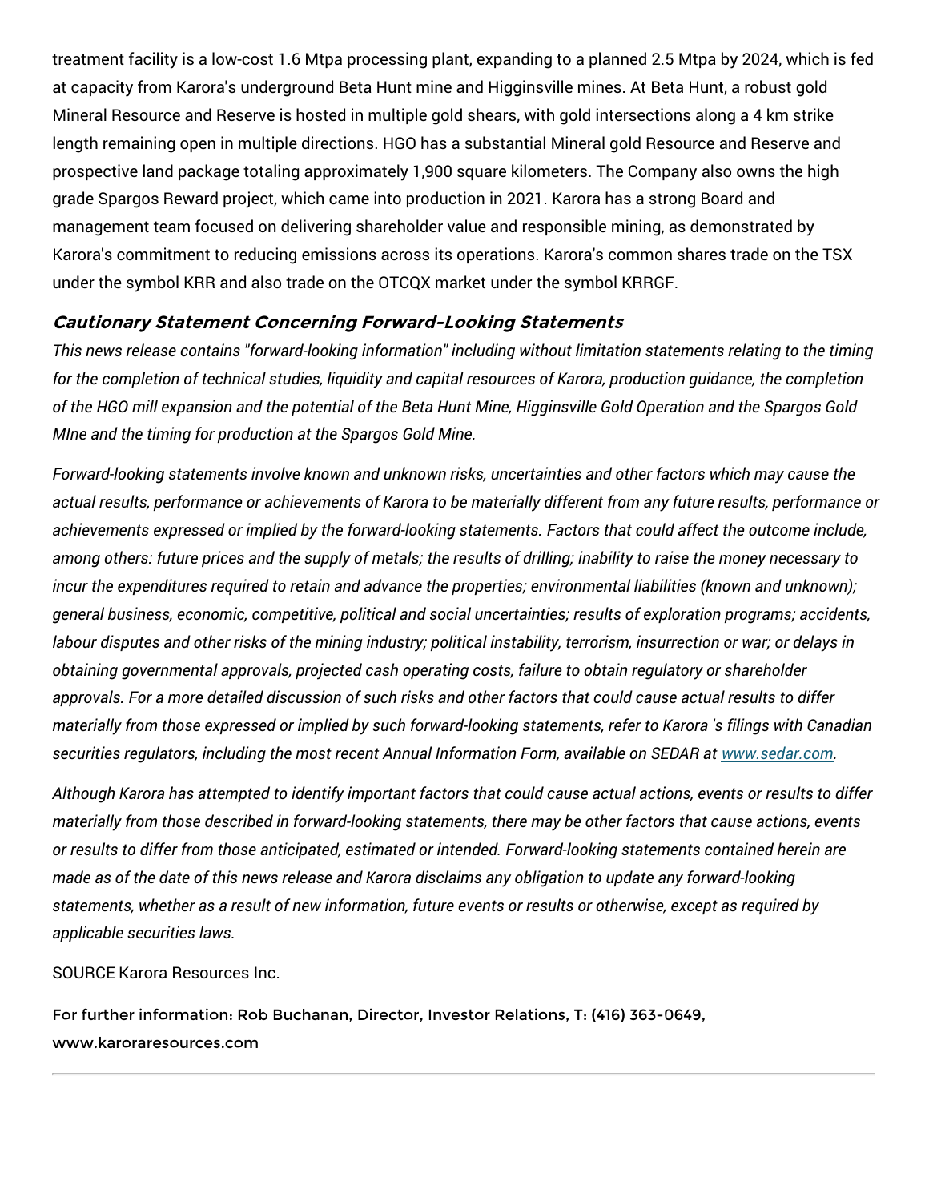treatment facility is a low-cost 1.6 Mtpa processing plant, expanding to a planned 2.5 Mtpa by 2024, which is fed at capacity from Karora's underground Beta Hunt mine and Higginsville mines. At Beta Hunt, a robust gold Mineral Resource and Reserve is hosted in multiple gold shears, with gold intersections along a 4 km strike length remaining open in multiple directions. HGO has a substantial Mineral gold Resource and Reserve and prospective land package totaling approximately 1,900 square kilometers. The Company also owns the high grade Spargos Reward project, which came into production in 2021. Karora has a strong Board and management team focused on delivering shareholder value and responsible mining, as demonstrated by Karora's commitment to reducing emissions across its operations. Karora's common shares trade on the TSX under the symbol KRR and also trade on the OTCQX market under the symbol KRRGF.

### *Cautionary Statement Concerning Forward-Looking Statements*

*This news release contains "forward-looking information" including without limitation statements relating to the timing for the completion of technical studies, liquidity and capital resources of Karora, production guidance, the completion of the HGO mill expansion and the potential of the Beta Hunt Mine, Higginsville Gold Operation and the Spargos Gold MIne and the timing for production at the Spargos Gold Mine.*

*Forward-looking statements involve known and unknown risks, uncertainties and other factors which may cause the actual results, performance or achievements of Karora to be materially different from any future results, performance or achievements expressed or implied by the forward-looking statements. Factors that could affect the outcome include, among others: future prices and the supply of metals; the results of drilling; inability to raise the money necessary to incur the expenditures required to retain and advance the properties; environmental liabilities (known and unknown); general business, economic, competitive, political and social uncertainties; results of exploration programs; accidents, labour disputes and other risks of the mining industry; political instability, terrorism, insurrection or war; or delays in obtaining governmental approvals, projected cash operating costs, failure to obtain regulatory or shareholder approvals. For a more detailed discussion of such risks and other factors that could cause actual results to differ materially from those expressed or implied by such forward-looking statements, refer to Karora 's filings with Canadian securities regulators, including the most recent Annual Information Form, available on SEDAR at [www.sedar.com](http://www.sedar.com).*

*Although Karora has attempted to identify important factors that could cause actual actions, events or results to differ materially from those described in forward-looking statements, there may be other factors that cause actions, events or results to differ from those anticipated, estimated or intended. Forward-looking statements contained herein are made as of the date of this news release and Karora disclaims any obligation to update any forward-looking statements, whether as a result of new information, future events or results or otherwise, except as required by applicable securities laws.*

SOURCE Karora Resources Inc.

For further information: Rob Buchanan, Director, Investor Relations, T: (416) 363-0649, www.karoraresources.com